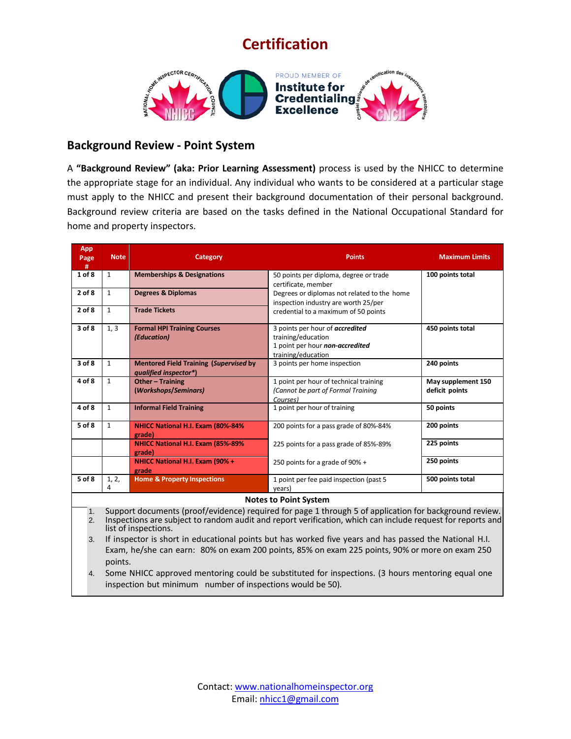# Certification

## Background Review - Point System

A **"Background Review" (aka: Prior Learning Assessment)** process is used by the NHICC to determine the appropriate stage for an individual. Any individual who wants to be considered at a particular stage must apply to the NHICC and present their background documentation of their personal background. Background review criteria are based on the tasks defined in the National Occupational Standard for home and property inspectors.

| App Page # | Note | Category | Points | Maximum Limits |
|---|---|---|---|---|
| 1 of 8 | 1 | **Memberships & Designations** | 50 points per diploma, degree or trade certificate, member<br>Degrees or diplomas not related to the home inspection industry are worth 25/per credential to a maximum of 50 points | **100 points total** |
| 2 of 8 | 1 | **Degrees & Diplomas** | | |
| 2 of 8 | 1 | **Trade Tickets** | | |
| 3 of 8 | 1, 3 | **Formal HPI Training Courses *(Education)*** | 3 points per hour of ***accredited*** training/education<br>1 point per hour ***non-accredited*** training/education | **450 points total** |
| 3 of 8 | 1 | **Mentored Field Training (*Supervised* by *qualified inspector\**)** | 3 points per home inspection | **240 points** |
| 4 of 8 | 1 | **Other – Training (*Workshops/Seminars*)** | 1 point per hour of technical training *(Cannot be part of Formal Training Courses)* | **May supplement 150 deficit points** |
| 4 of 8 | 1 | **Informal Field Training** | 1 point per hour of training | **50 points** |
| 5 of 8 | 1 | **NHICC National H.I. Exam (80%-84% grade)** | 200 points for a pass grade of 80%-84% | **200 points** |
| | | **NHICC National H.I. Exam (85%-89% grade)** | 225 points for a pass grade of 85%-89% | **225 points** |
| | | **NHICC National H.I. Exam (90% + grade** | 250 points for a grade of 90% + | **250 points** |
| 5 of 8 | 1, 2, 4 | **Home & Property Inspections** | 1 point per fee paid inspection (past 5 years) | **500 points total** |

**Notes to Point System**

1. Support documents (proof/evidence) required for page 1 through 5 of application for background review.
2. Inspections are subject to random audit and report verification, which can include request for reports and list of inspections.
3. If inspector is short in educational points but has worked five years and has passed the National H.I. Exam, he/she can earn: 80% on exam 200 points, 85% on exam 225 points, 90% or more on exam 250 points.
4. Some NHICC approved mentoring could be substituted for inspections. (3 hours mentoring equal one inspection but minimum number of inspections would be 50).

Contact: www.nationalhomeinspector.org
Email: nhicc1@gmail.com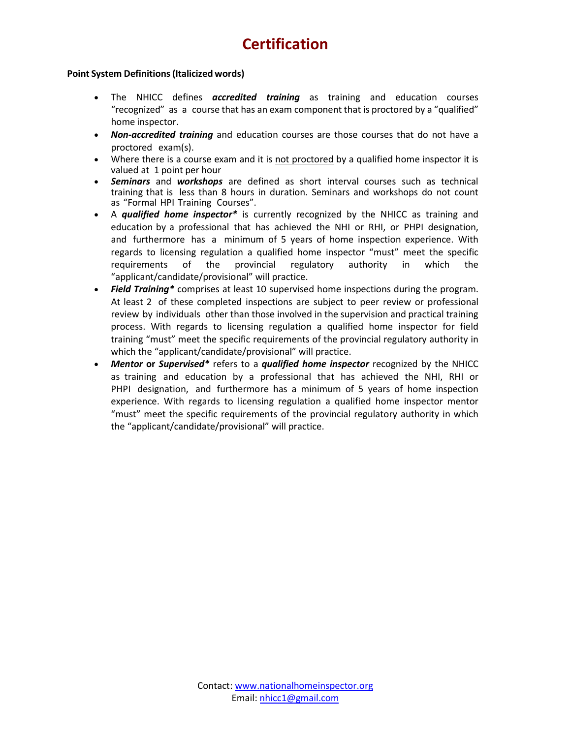# Certification

**Point System Definitions (Italicized words)**

- The NHICC defines ***accredited training*** as training and education courses "recognized" as a course that has an exam component that is proctored by a "qualified" home inspector.
- ***Non-accredited training*** and education courses are those courses that do not have a proctored exam(s).
- Where there is a course exam and it is <u>not proctored</u> by a qualified home inspector it is valued at 1 point per hour
- ***Seminars*** and ***workshops*** are defined as short interval courses such as technical training that is less than 8 hours in duration. Seminars and workshops do not count as "Formal HPI Training Courses".
- A ***qualified home inspector**** is currently recognized by the NHICC as training and education by a professional that has achieved the NHI or RHI, or PHPI designation, and furthermore has a minimum of 5 years of home inspection experience. With regards to licensing regulation a qualified home inspector "must" meet the specific requirements of the provincial regulatory authority in which the "applicant/candidate/provisional" will practice.
- ***Field Training**** comprises at least 10 supervised home inspections during the program. At least 2 of these completed inspections are subject to peer review or professional review by individuals other than those involved in the supervision and practical training process. With regards to licensing regulation a qualified home inspector for field training "must" meet the specific requirements of the provincial regulatory authority in which the "applicant/candidate/provisional" will practice.
- ***Mentor* or *Supervised**** refers to a ***qualified home inspector*** recognized by the NHICC as training and education by a professional that has achieved the NHI, RHI or PHPI designation, and furthermore has a minimum of 5 years of home inspection experience. With regards to licensing regulation a qualified home inspector mentor "must" meet the specific requirements of the provincial regulatory authority in which the "applicant/candidate/provisional" will practice.

Contact: www.nationalhomeinspector.org
Email: nhicc1@gmail.com